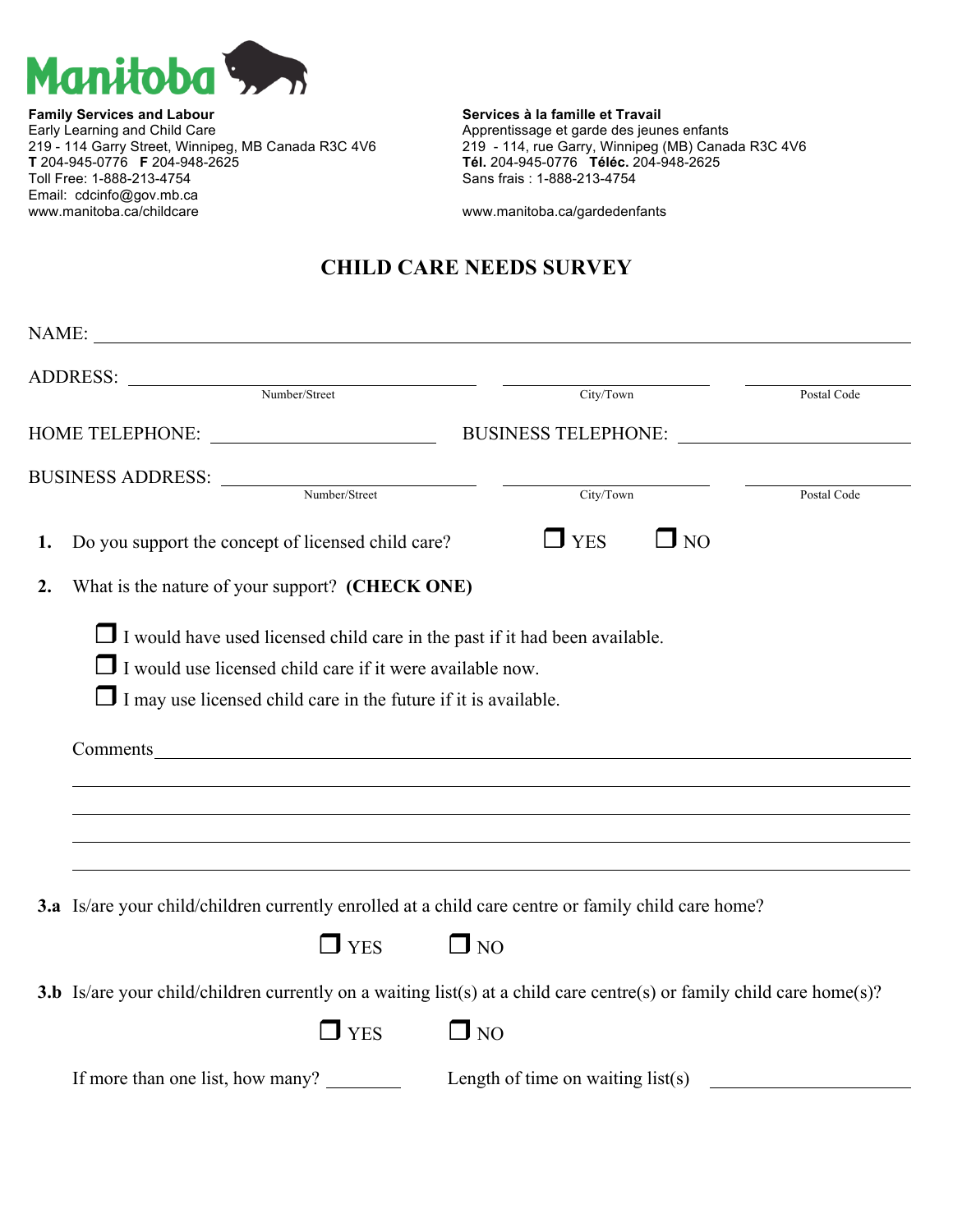Manitoba

**Family Services and Labour**
Early Learning and Child Care
219 - 114 Garry Street, Winnipeg, MB Canada R3C 4V6
**T** 204-945-0776 **F** 204-948-2625
Toll Free: 1-888-213-4754
Email: cdcinfo@gov.mb.ca
www.manitoba.ca/childcare

**Services à la famille et Travail**
Apprentissage et garde des jeunes enfants
219 - 114, rue Garry, Winnipeg (MB) Canada R3C 4V6
**Tél.** 204-945-0776 **Téléc.** 204-948-2625
Sans frais : 1-888-213-4754

www.manitoba.ca/gardedenfants

# CHILD CARE NEEDS SURVEY

NAME: ______________________________________________

ADDRESS: ______________________ ______________________ ______________________
Number/Street City/Town Postal Code

HOME TELEPHONE: ______________________ BUSINESS TELEPHONE: ______________________

BUSINESS ADDRESS: ______________________ ______________________ ______________________
Number/Street City/Town Postal Code

**1.** Do you support the concept of licensed child care? ❒ YES ❒ NO

**2.** What is the nature of your support? **(CHECK ONE)**

❒ I would have used licensed child care in the past if it had been available.
❒ I would use licensed child care if it were available now.
❒ I may use licensed child care in the future if it is available.

Comments ______________________________________________

______________________________________________

______________________________________________

______________________________________________

______________________________________________

**3.a** Is/are your child/children currently enrolled at a child care centre or family child care home?

❒ YES ❒ NO

**3.b** Is/are your child/children currently on a waiting list(s) at a child care centre(s) or family child care home(s)?

❒ YES ❒ NO

If more than one list, how many? ________ Length of time on waiting list(s) ______________________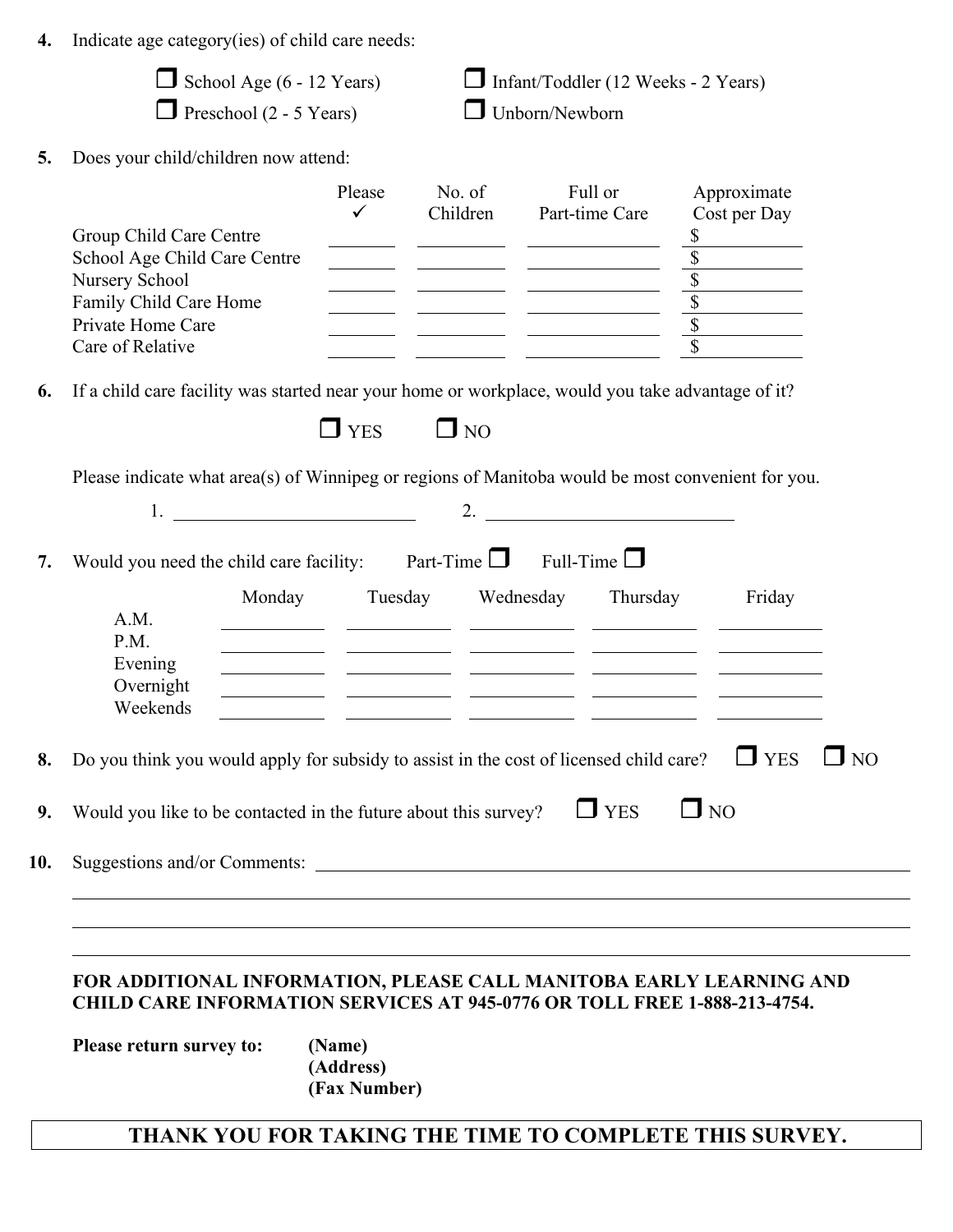4. Indicate age category(ies) of child care needs:

   ❐ School Age (6 - 12 Years) ❐ Infant/Toddler (12 Weeks - 2 Years)

   ❐ Preschool (2 - 5 Years) ❐ Unborn/Newborn

5. Does your child/children now attend:

| | Please ✓ | No. of Children | Full or Part-time Care | Approximate Cost per Day |
|---|---|---|---|---|
| Group Child Care Centre | | | | $ |
| School Age Child Care Centre | | | | $ |
| Nursery School | | | | $ |
| Family Child Care Home | | | | $ |
| Private Home Care | | | | $ |
| Care of Relative | | | | $ |

6. If a child care facility was started near your home or workplace, would you take advantage of it?

   ❐ YES ❐ NO

   Please indicate what area(s) of Winnipeg or regions of Manitoba would be most convenient for you.

   1. ______________________ 2. ______________________

7. Would you need the child care facility: Part-Time ❐ Full-Time ❐

| | Monday | Tuesday | Wednesday | Thursday | Friday |
|---|---|---|---|---|---|
| A.M. | | | | | |
| P.M. | | | | | |
| Evening | | | | | |
| Overnight | | | | | |
| Weekends | | | | | |

8. Do you think you would apply for subsidy to assist in the cost of licensed child care? ❐ YES ❐ NO

9. Would you like to be contacted in the future about this survey? ❐ YES ❐ NO

10. Suggestions and/or Comments: ______________________

**FOR ADDITIONAL INFORMATION, PLEASE CALL MANITOBA EARLY LEARNING AND CHILD CARE INFORMATION SERVICES AT 945-0776 OR TOLL FREE 1-888-213-4754.**

**Please return survey to:** **(Name)**
**(Address)**
**(Fax Number)**

**THANK YOU FOR TAKING THE TIME TO COMPLETE THIS SURVEY.**